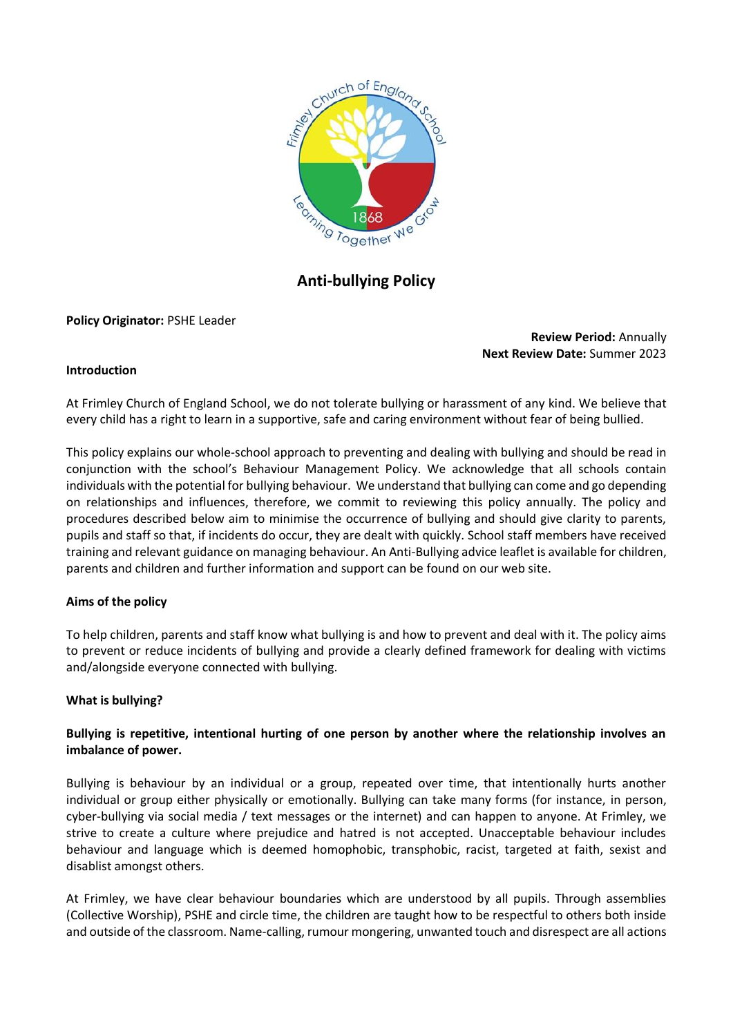# Anti-bullying Policy

**Policy Originator:** PSHE Leader

**Review Period:** Annually
**Next Review Date:** Summer 2023

**Introduction**

At Frimley Church of England School, we do not tolerate bullying or harassment of any kind. We believe that every child has a right to learn in a supportive, safe and caring environment without fear of being bullied.

This policy explains our whole-school approach to preventing and dealing with bullying and should be read in conjunction with the school's Behaviour Management Policy. We acknowledge that all schools contain individuals with the potential for bullying behaviour. We understand that bullying can come and go depending on relationships and influences, therefore, we commit to reviewing this policy annually. The policy and procedures described below aim to minimise the occurrence of bullying and should give clarity to parents, pupils and staff so that, if incidents do occur, they are dealt with quickly. School staff members have received training and relevant guidance on managing behaviour. An Anti-Bullying advice leaflet is available for children, parents and children and further information and support can be found on our web site.

**Aims of the policy**

To help children, parents and staff know what bullying is and how to prevent and deal with it. The policy aims to prevent or reduce incidents of bullying and provide a clearly defined framework for dealing with victims and/alongside everyone connected with bullying.

**What is bullying?**

**Bullying is repetitive, intentional hurting of one person by another where the relationship involves an imbalance of power.**

Bullying is behaviour by an individual or a group, repeated over time, that intentionally hurts another individual or group either physically or emotionally. Bullying can take many forms (for instance, in person, cyber-bullying via social media / text messages or the internet) and can happen to anyone. At Frimley, we strive to create a culture where prejudice and hatred is not accepted. Unacceptable behaviour includes behaviour and language which is deemed homophobic, transphobic, racist, targeted at faith, sexist and disablist amongst others.

At Frimley, we have clear behaviour boundaries which are understood by all pupils. Through assemblies (Collective Worship), PSHE and circle time, the children are taught how to be respectful to others both inside and outside of the classroom. Name-calling, rumour mongering, unwanted touch and disrespect are all actions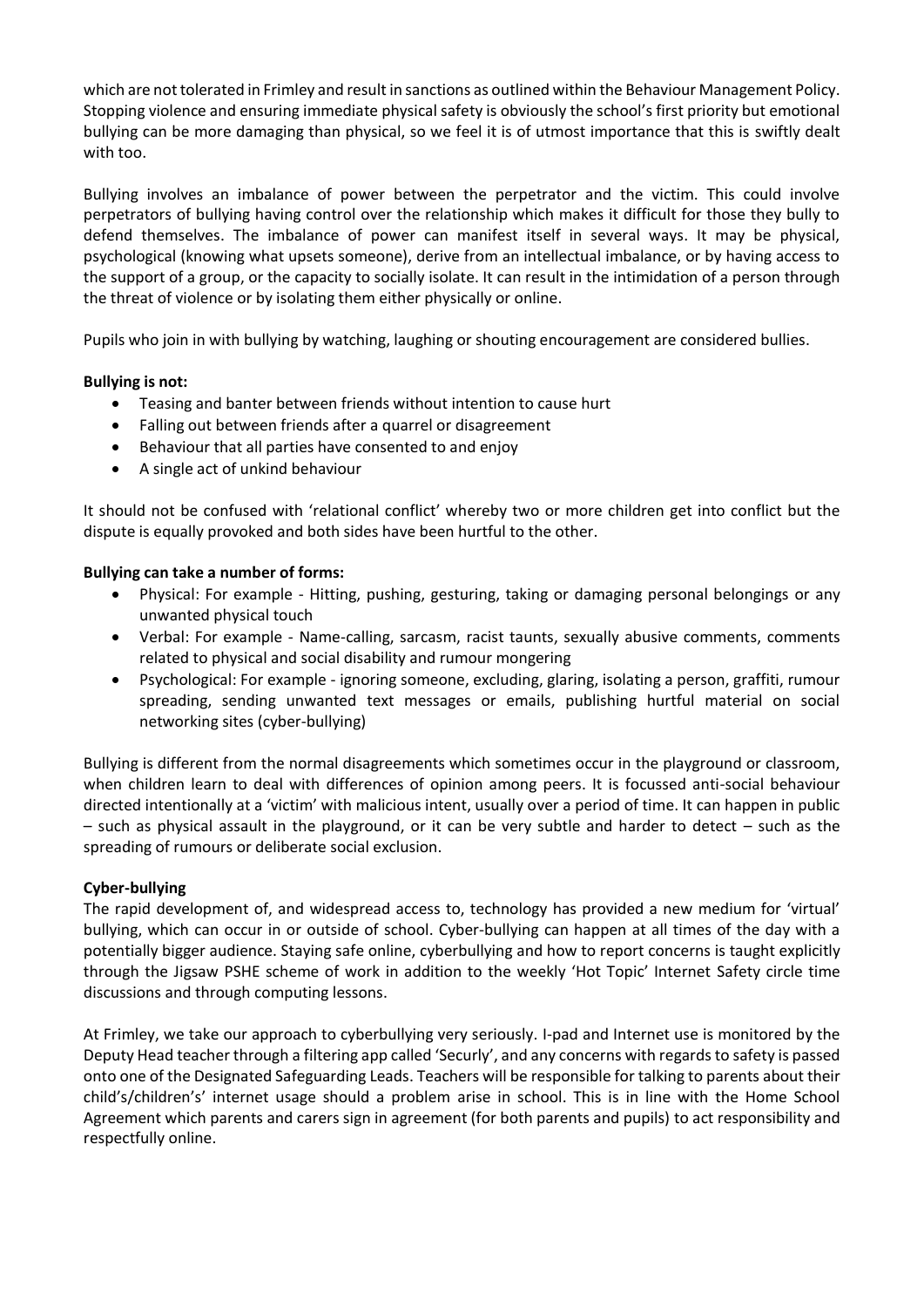which are not tolerated in Frimley and result in sanctions as outlined within the Behaviour Management Policy. Stopping violence and ensuring immediate physical safety is obviously the school's first priority but emotional bullying can be more damaging than physical, so we feel it is of utmost importance that this is swiftly dealt with too.

Bullying involves an imbalance of power between the perpetrator and the victim. This could involve perpetrators of bullying having control over the relationship which makes it difficult for those they bully to defend themselves. The imbalance of power can manifest itself in several ways. It may be physical, psychological (knowing what upsets someone), derive from an intellectual imbalance, or by having access to the support of a group, or the capacity to socially isolate. It can result in the intimidation of a person through the threat of violence or by isolating them either physically or online.

Pupils who join in with bullying by watching, laughing or shouting encouragement are considered bullies.

**Bullying is not:**

- Teasing and banter between friends without intention to cause hurt
- Falling out between friends after a quarrel or disagreement
- Behaviour that all parties have consented to and enjoy
- A single act of unkind behaviour

It should not be confused with 'relational conflict' whereby two or more children get into conflict but the dispute is equally provoked and both sides have been hurtful to the other.

**Bullying can take a number of forms:**

- Physical: For example - Hitting, pushing, gesturing, taking or damaging personal belongings or any unwanted physical touch
- Verbal: For example - Name-calling, sarcasm, racist taunts, sexually abusive comments, comments related to physical and social disability and rumour mongering
- Psychological: For example - ignoring someone, excluding, glaring, isolating a person, graffiti, rumour spreading, sending unwanted text messages or emails, publishing hurtful material on social networking sites (cyber-bullying)

Bullying is different from the normal disagreements which sometimes occur in the playground or classroom, when children learn to deal with differences of opinion among peers. It is focussed anti-social behaviour directed intentionally at a 'victim' with malicious intent, usually over a period of time. It can happen in public – such as physical assault in the playground, or it can be very subtle and harder to detect – such as the spreading of rumours or deliberate social exclusion.

**Cyber-bullying**

The rapid development of, and widespread access to, technology has provided a new medium for 'virtual' bullying, which can occur in or outside of school. Cyber-bullying can happen at all times of the day with a potentially bigger audience. Staying safe online, cyberbullying and how to report concerns is taught explicitly through the Jigsaw PSHE scheme of work in addition to the weekly 'Hot Topic' Internet Safety circle time discussions and through computing lessons.

At Frimley, we take our approach to cyberbullying very seriously. I-pad and Internet use is monitored by the Deputy Head teacher through a filtering app called 'Securly', and any concerns with regards to safety is passed onto one of the Designated Safeguarding Leads. Teachers will be responsible for talking to parents about their child's/children's' internet usage should a problem arise in school. This is in line with the Home School Agreement which parents and carers sign in agreement (for both parents and pupils) to act responsibility and respectfully online.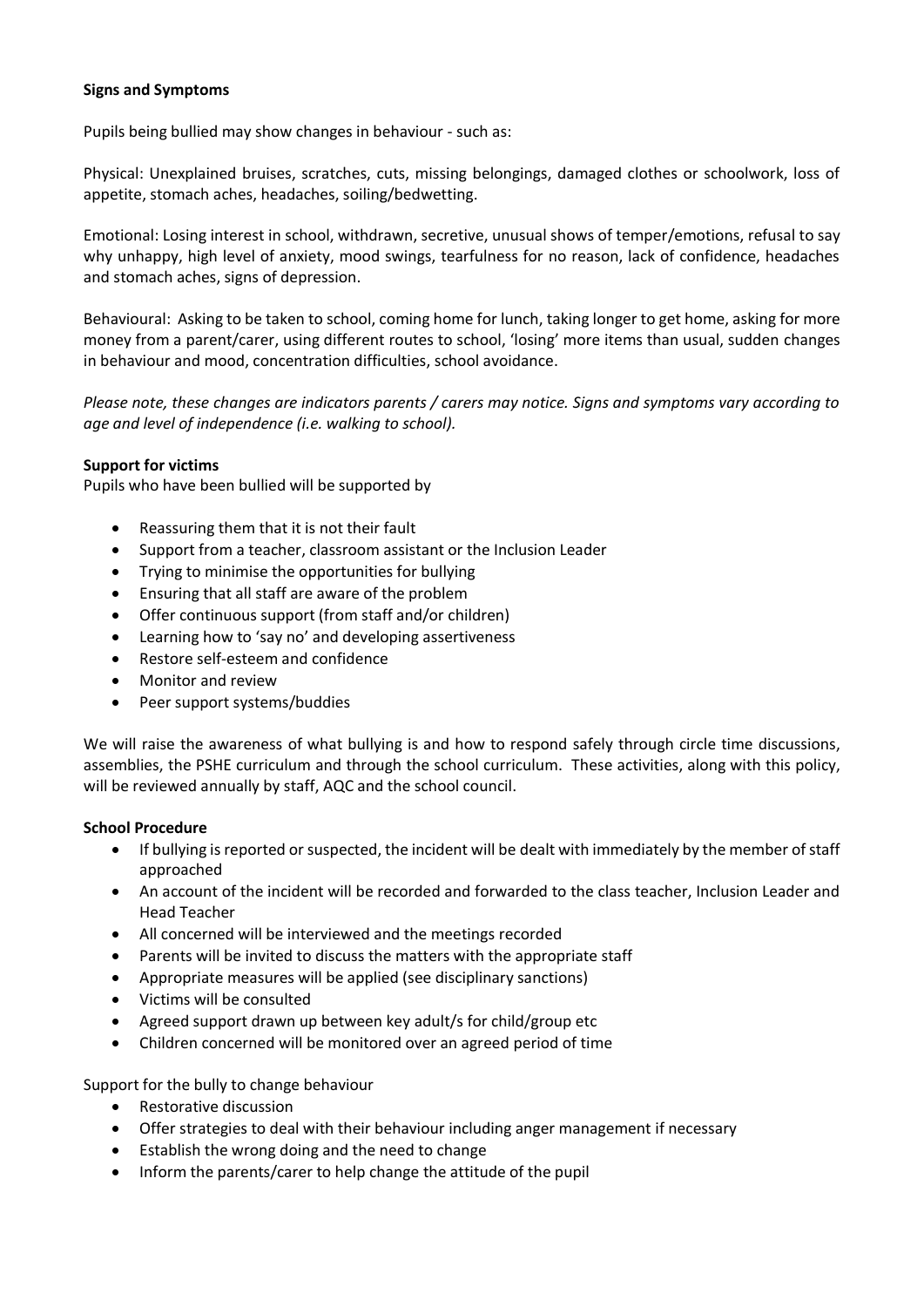**Signs and Symptoms**

Pupils being bullied may show changes in behaviour - such as:

Physical: Unexplained bruises, scratches, cuts, missing belongings, damaged clothes or schoolwork, loss of appetite, stomach aches, headaches, soiling/bedwetting.

Emotional: Losing interest in school, withdrawn, secretive, unusual shows of temper/emotions, refusal to say why unhappy, high level of anxiety, mood swings, tearfulness for no reason, lack of confidence, headaches and stomach aches, signs of depression.

Behavioural: Asking to be taken to school, coming home for lunch, taking longer to get home, asking for more money from a parent/carer, using different routes to school, 'losing' more items than usual, sudden changes in behaviour and mood, concentration difficulties, school avoidance.

*Please note, these changes are indicators parents / carers may notice. Signs and symptoms vary according to age and level of independence (i.e. walking to school).*

**Support for victims**

Pupils who have been bullied will be supported by

- Reassuring them that it is not their fault
- Support from a teacher, classroom assistant or the Inclusion Leader
- Trying to minimise the opportunities for bullying
- Ensuring that all staff are aware of the problem
- Offer continuous support (from staff and/or children)
- Learning how to 'say no' and developing assertiveness
- Restore self-esteem and confidence
- Monitor and review
- Peer support systems/buddies

We will raise the awareness of what bullying is and how to respond safely through circle time discussions, assemblies, the PSHE curriculum and through the school curriculum. These activities, along with this policy, will be reviewed annually by staff, AQC and the school council.

**School Procedure**

- If bullying is reported or suspected, the incident will be dealt with immediately by the member of staff approached
- An account of the incident will be recorded and forwarded to the class teacher, Inclusion Leader and Head Teacher
- All concerned will be interviewed and the meetings recorded
- Parents will be invited to discuss the matters with the appropriate staff
- Appropriate measures will be applied (see disciplinary sanctions)
- Victims will be consulted
- Agreed support drawn up between key adult/s for child/group etc
- Children concerned will be monitored over an agreed period of time

Support for the bully to change behaviour

- Restorative discussion
- Offer strategies to deal with their behaviour including anger management if necessary
- Establish the wrong doing and the need to change
- Inform the parents/carer to help change the attitude of the pupil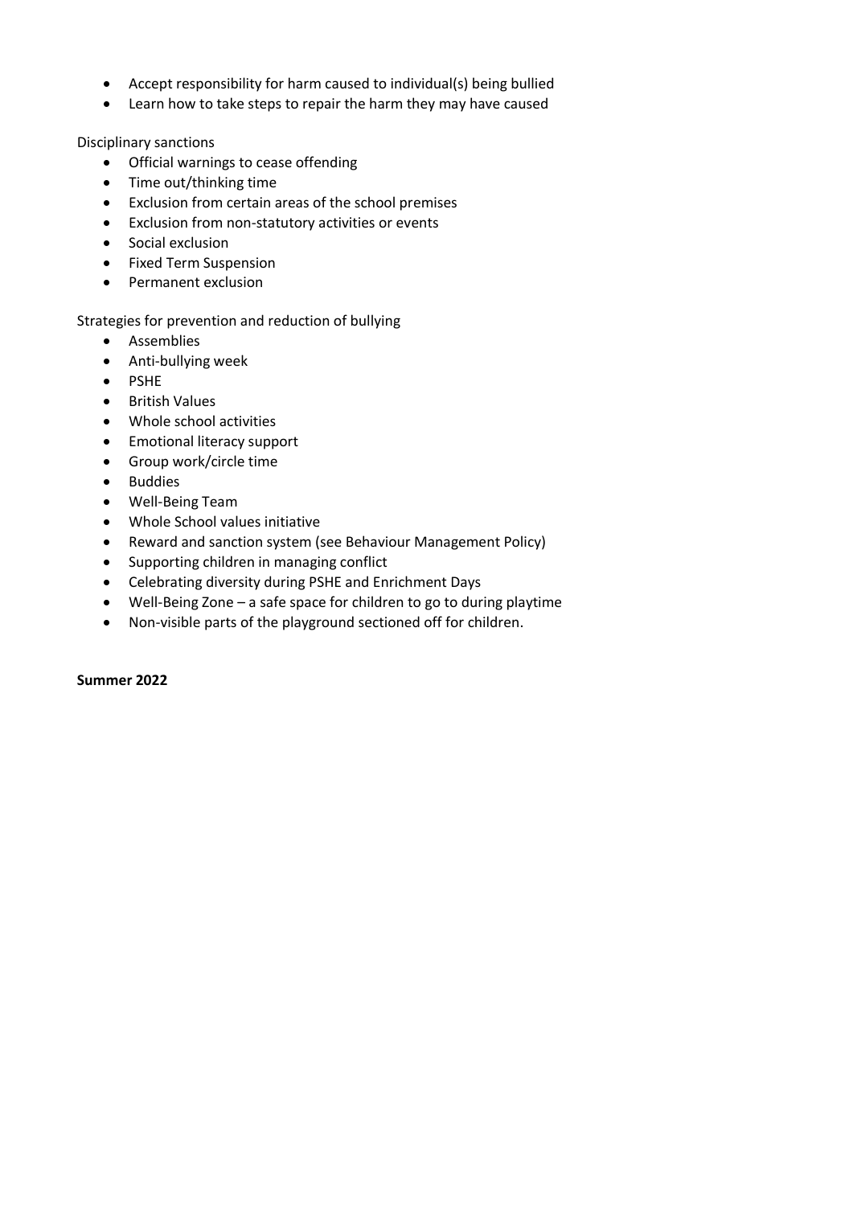- Accept responsibility for harm caused to individual(s) being bullied
- Learn how to take steps to repair the harm they may have caused

Disciplinary sanctions

- Official warnings to cease offending
- Time out/thinking time
- Exclusion from certain areas of the school premises
- Exclusion from non-statutory activities or events
- Social exclusion
- Fixed Term Suspension
- Permanent exclusion

Strategies for prevention and reduction of bullying

- Assemblies
- Anti-bullying week
- PSHE
- British Values
- Whole school activities
- Emotional literacy support
- Group work/circle time
- Buddies
- Well-Being Team
- Whole School values initiative
- Reward and sanction system (see Behaviour Management Policy)
- Supporting children in managing conflict
- Celebrating diversity during PSHE and Enrichment Days
- Well-Being Zone – a safe space for children to go to during playtime
- Non-visible parts of the playground sectioned off for children.

**Summer 2022**